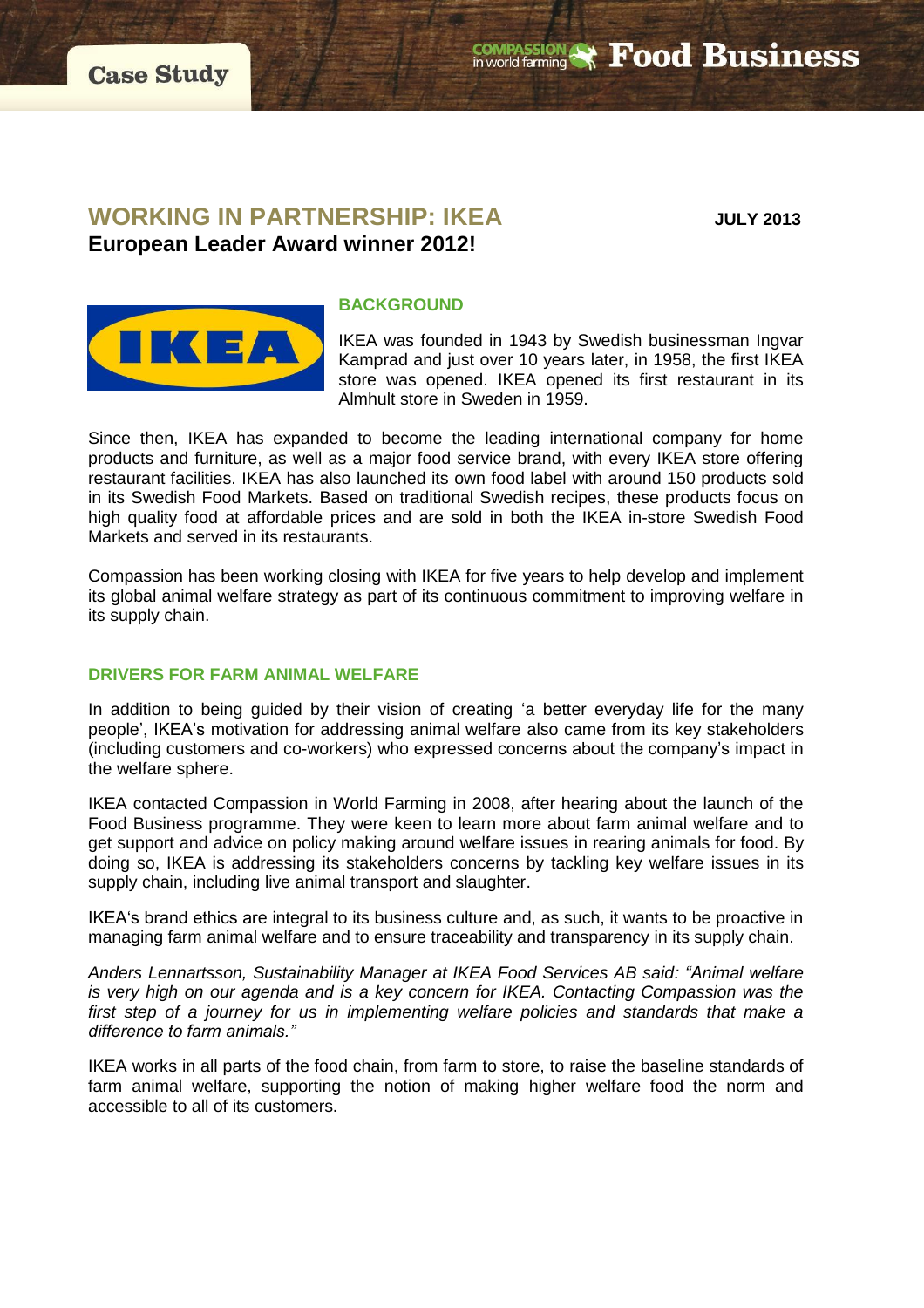Case Study

Compassion in world farming Food Business

# WORKING IN PARTNERSHIP: IKEA

**JULY 2013**

## European Leader Award winner 2012!

### BACKGROUND

IKEA was founded in 1943 by Swedish businessman Ingvar Kamprad and just over 10 years later, in 1958, the first IKEA store was opened. IKEA opened its first restaurant in its Almhult store in Sweden in 1959.

Since then, IKEA has expanded to become the leading international company for home products and furniture, as well as a major food service brand, with every IKEA store offering restaurant facilities. IKEA has also launched its own food label with around 150 products sold in its Swedish Food Markets. Based on traditional Swedish recipes, these products focus on high quality food at affordable prices and are sold in both the IKEA in-store Swedish Food Markets and served in its restaurants.

Compassion has been working closing with IKEA for five years to help develop and implement its global animal welfare strategy as part of its continuous commitment to improving welfare in its supply chain.

### DRIVERS FOR FARM ANIMAL WELFARE

In addition to being guided by their vision of creating 'a better everyday life for the many people', IKEA's motivation for addressing animal welfare also came from its key stakeholders (including customers and co-workers) who expressed concerns about the company's impact in the welfare sphere.

IKEA contacted Compassion in World Farming in 2008, after hearing about the launch of the Food Business programme. They were keen to learn more about farm animal welfare and to get support and advice on policy making around welfare issues in rearing animals for food. By doing so, IKEA is addressing its stakeholders concerns by tackling key welfare issues in its supply chain, including live animal transport and slaughter.

IKEA's brand ethics are integral to its business culture and, as such, it wants to be proactive in managing farm animal welfare and to ensure traceability and transparency in its supply chain.

*Anders Lennartsson, Sustainability Manager at IKEA Food Services AB said: "Animal welfare is very high on our agenda and is a key concern for IKEA. Contacting Compassion was the first step of a journey for us in implementing welfare policies and standards that make a difference to farm animals."*

IKEA works in all parts of the food chain, from farm to store, to raise the baseline standards of farm animal welfare, supporting the notion of making higher welfare food the norm and accessible to all of its customers.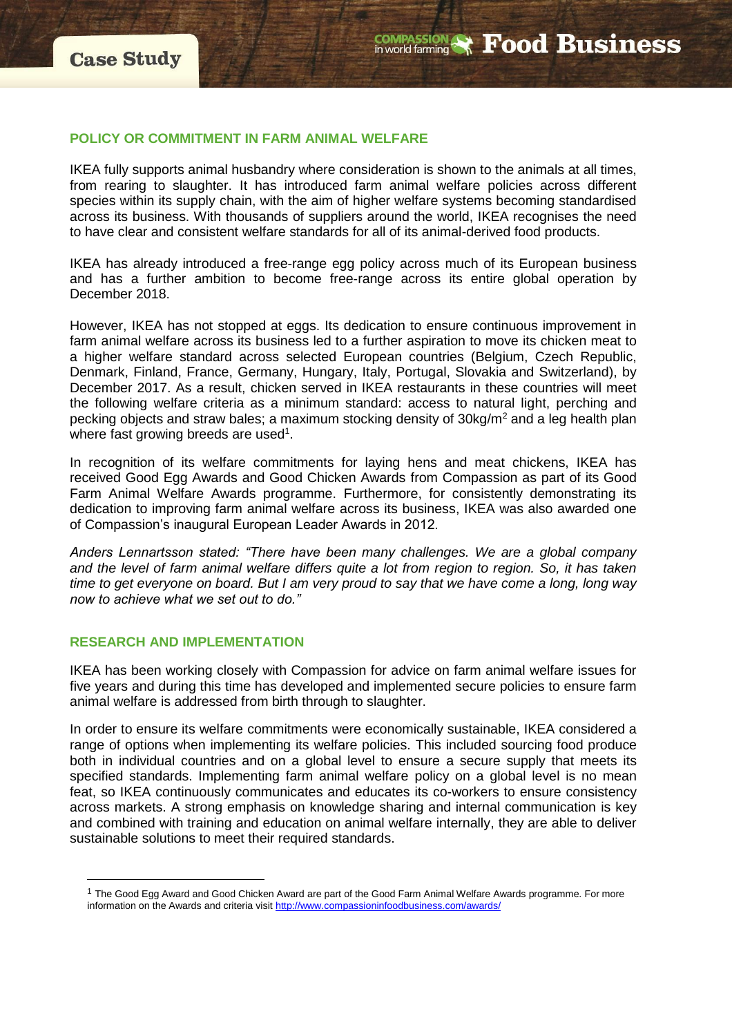## POLICY OR COMMITMENT IN FARM ANIMAL WELFARE

IKEA fully supports animal husbandry where consideration is shown to the animals at all times, from rearing to slaughter. It has introduced farm animal welfare policies across different species within its supply chain, with the aim of higher welfare systems becoming standardised across its business. With thousands of suppliers around the world, IKEA recognises the need to have clear and consistent welfare standards for all of its animal-derived food products.

IKEA has already introduced a free-range egg policy across much of its European business and has a further ambition to become free-range across its entire global operation by December 2018.

However, IKEA has not stopped at eggs. Its dedication to ensure continuous improvement in farm animal welfare across its business led to a further aspiration to move its chicken meat to a higher welfare standard across selected European countries (Belgium, Czech Republic, Denmark, Finland, France, Germany, Hungary, Italy, Portugal, Slovakia and Switzerland), by December 2017. As a result, chicken served in IKEA restaurants in these countries will meet the following welfare criteria as a minimum standard: access to natural light, perching and pecking objects and straw bales; a maximum stocking density of 30kg/m$^2$ and a leg health plan where fast growing breeds are used[1].

In recognition of its welfare commitments for laying hens and meat chickens, IKEA has received Good Egg Awards and Good Chicken Awards from Compassion as part of its Good Farm Animal Welfare Awards programme. Furthermore, for consistently demonstrating its dedication to improving farm animal welfare across its business, IKEA was also awarded one of Compassion's inaugural European Leader Awards in 2012.

*Anders Lennartsson stated: "There have been many challenges. We are a global company and the level of farm animal welfare differs quite a lot from region to region. So, it has taken time to get everyone on board. But I am very proud to say that we have come a long, long way now to achieve what we set out to do."*

## RESEARCH AND IMPLEMENTATION

IKEA has been working closely with Compassion for advice on farm animal welfare issues for five years and during this time has developed and implemented secure policies to ensure farm animal welfare is addressed from birth through to slaughter.

In order to ensure its welfare commitments were economically sustainable, IKEA considered a range of options when implementing its welfare policies. This included sourcing food produce both in individual countries and on a global level to ensure a secure supply that meets its specified standards. Implementing farm animal welfare policy on a global level is no mean feat, so IKEA continuously communicates and educates its co-workers to ensure consistency across markets. A strong emphasis on knowledge sharing and internal communication is key and combined with training and education on animal welfare internally, they are able to deliver sustainable solutions to meet their required standards.

---

[1] The Good Egg Award and Good Chicken Award are part of the Good Farm Animal Welfare Awards programme. For more information on the Awards and criteria visit http://www.compassioninfoodbusiness.com/awards/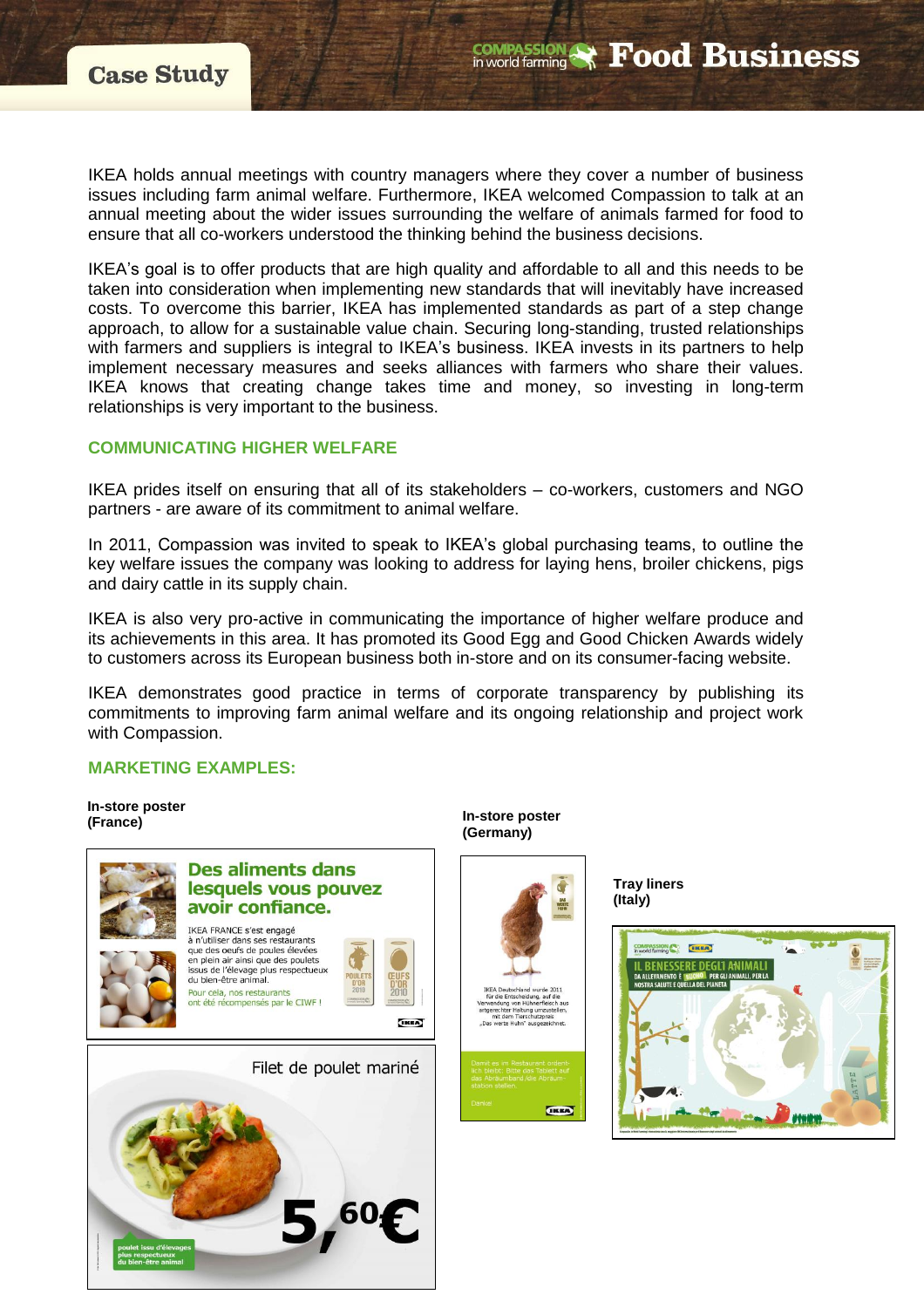IKEA holds annual meetings with country managers where they cover a number of business issues including farm animal welfare. Furthermore, IKEA welcomed Compassion to talk at an annual meeting about the wider issues surrounding the welfare of animals farmed for food to ensure that all co-workers understood the thinking behind the business decisions.

IKEA's goal is to offer products that are high quality and affordable to all and this needs to be taken into consideration when implementing new standards that will inevitably have increased costs. To overcome this barrier, IKEA has implemented standards as part of a step change approach, to allow for a sustainable value chain. Securing long-standing, trusted relationships with farmers and suppliers is integral to IKEA's business. IKEA invests in its partners to help implement necessary measures and seeks alliances with farmers who share their values. IKEA knows that creating change takes time and money, so investing in long-term relationships is very important to the business.

## COMMUNICATING HIGHER WELFARE

IKEA prides itself on ensuring that all of its stakeholders – co-workers, customers and NGO partners - are aware of its commitment to animal welfare.

In 2011, Compassion was invited to speak to IKEA's global purchasing teams, to outline the key welfare issues the company was looking to address for laying hens, broiler chickens, pigs and dairy cattle in its supply chain.

IKEA is also very pro-active in communicating the importance of higher welfare produce and its achievements in this area. It has promoted its Good Egg and Good Chicken Awards widely to customers across its European business both in-store and on its consumer-facing website.

IKEA demonstrates good practice in terms of corporate transparency by publishing its commitments to improving farm animal welfare and its ongoing relationship and project work with Compassion.

## MARKETING EXAMPLES:

**In-store poster (France)**

**In-store poster (Germany)**

**Tray liners (Italy)**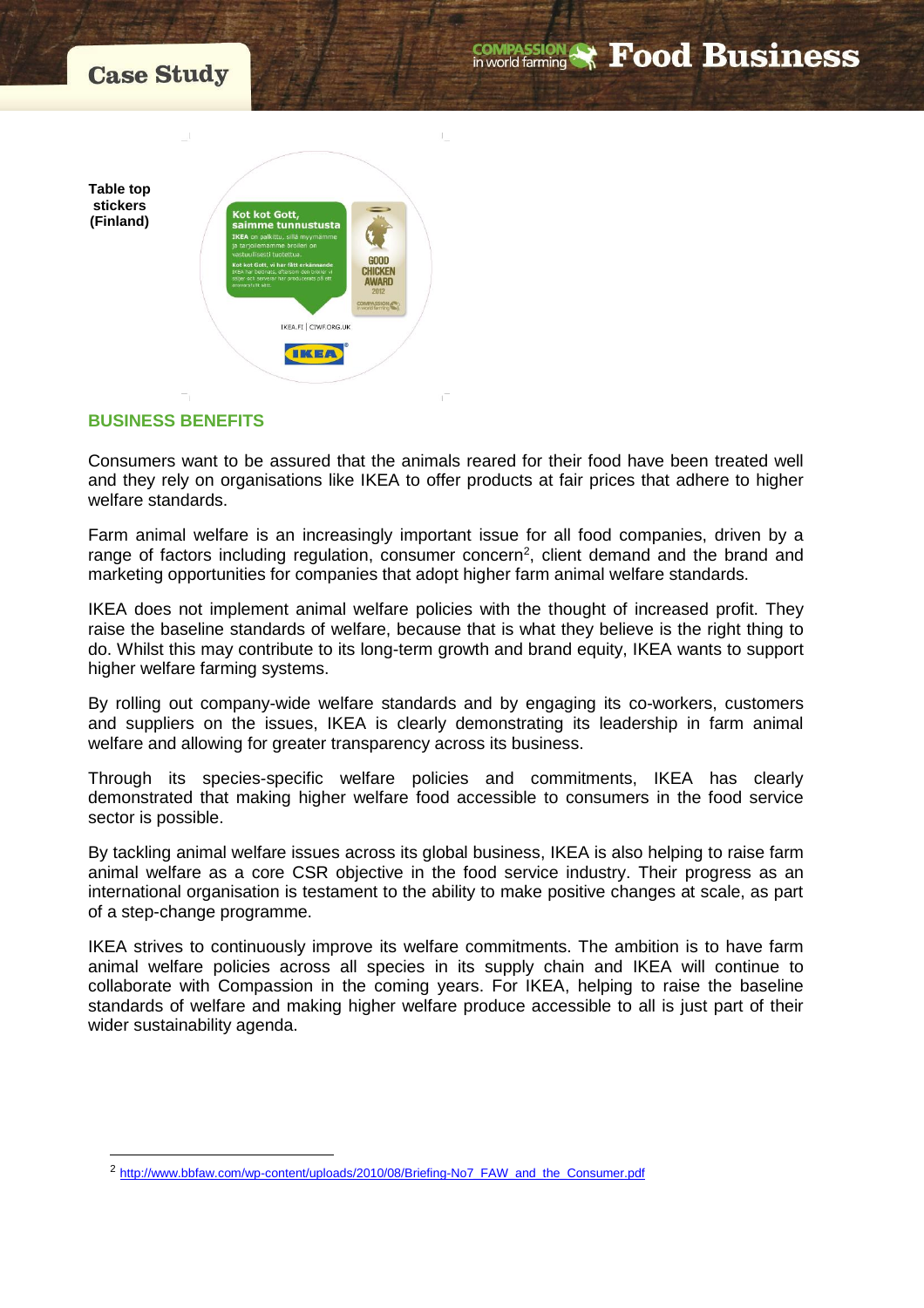**Table top stickers (Finland)**

## BUSINESS BENEFITS

Consumers want to be assured that the animals reared for their food have been treated well and they rely on organisations like IKEA to offer products at fair prices that adhere to higher welfare standards.

Farm animal welfare is an increasingly important issue for all food companies, driven by a range of factors including regulation, consumer concern[2], client demand and the brand and marketing opportunities for companies that adopt higher farm animal welfare standards.

IKEA does not implement animal welfare policies with the thought of increased profit. They raise the baseline standards of welfare, because that is what they believe is the right thing to do. Whilst this may contribute to its long-term growth and brand equity, IKEA wants to support higher welfare farming systems.

By rolling out company-wide welfare standards and by engaging its co-workers, customers and suppliers on the issues, IKEA is clearly demonstrating its leadership in farm animal welfare and allowing for greater transparency across its business.

Through its species-specific welfare policies and commitments, IKEA has clearly demonstrated that making higher welfare food accessible to consumers in the food service sector is possible.

By tackling animal welfare issues across its global business, IKEA is also helping to raise farm animal welfare as a core CSR objective in the food service industry. Their progress as an international organisation is testament to the ability to make positive changes at scale, as part of a step-change programme.

IKEA strives to continuously improve its welfare commitments. The ambition is to have farm animal welfare policies across all species in its supply chain and IKEA will continue to collaborate with Compassion in the coming years. For IKEA, helping to raise the baseline standards of welfare and making higher welfare produce accessible to all is just part of their wider sustainability agenda.

[2] http://www.bbfaw.com/wp-content/uploads/2010/08/Briefing-No7_FAW_and_the_Consumer.pdf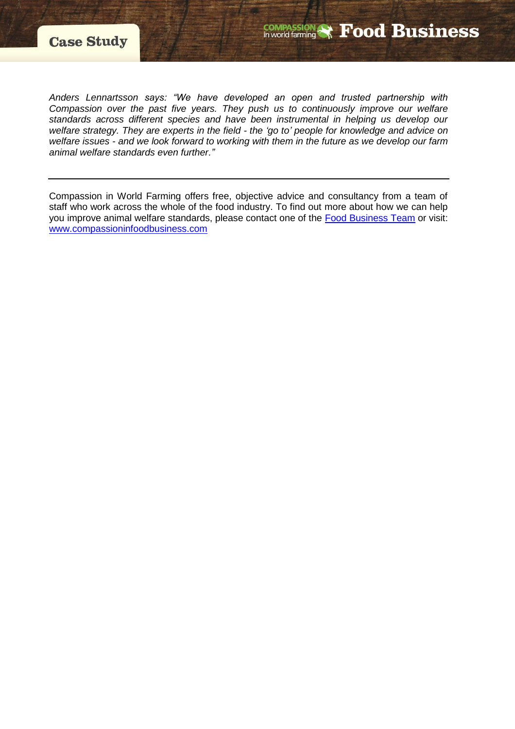*Anders Lennartsson says: "We have developed an open and trusted partnership with Compassion over the past five years. They push us to continuously improve our welfare standards across different species and have been instrumental in helping us develop our welfare strategy. They are experts in the field - the 'go to' people for knowledge and advice on welfare issues - and we look forward to working with them in the future as we develop our farm animal welfare standards even further."*

---

Compassion in World Farming offers free, objective advice and consultancy from a team of staff who work across the whole of the food industry. To find out more about how we can help you improve animal welfare standards, please contact one of the [Food Business Team](#) or visit: [www.compassioninfoodbusiness.com](http://www.compassioninfoodbusiness.com)